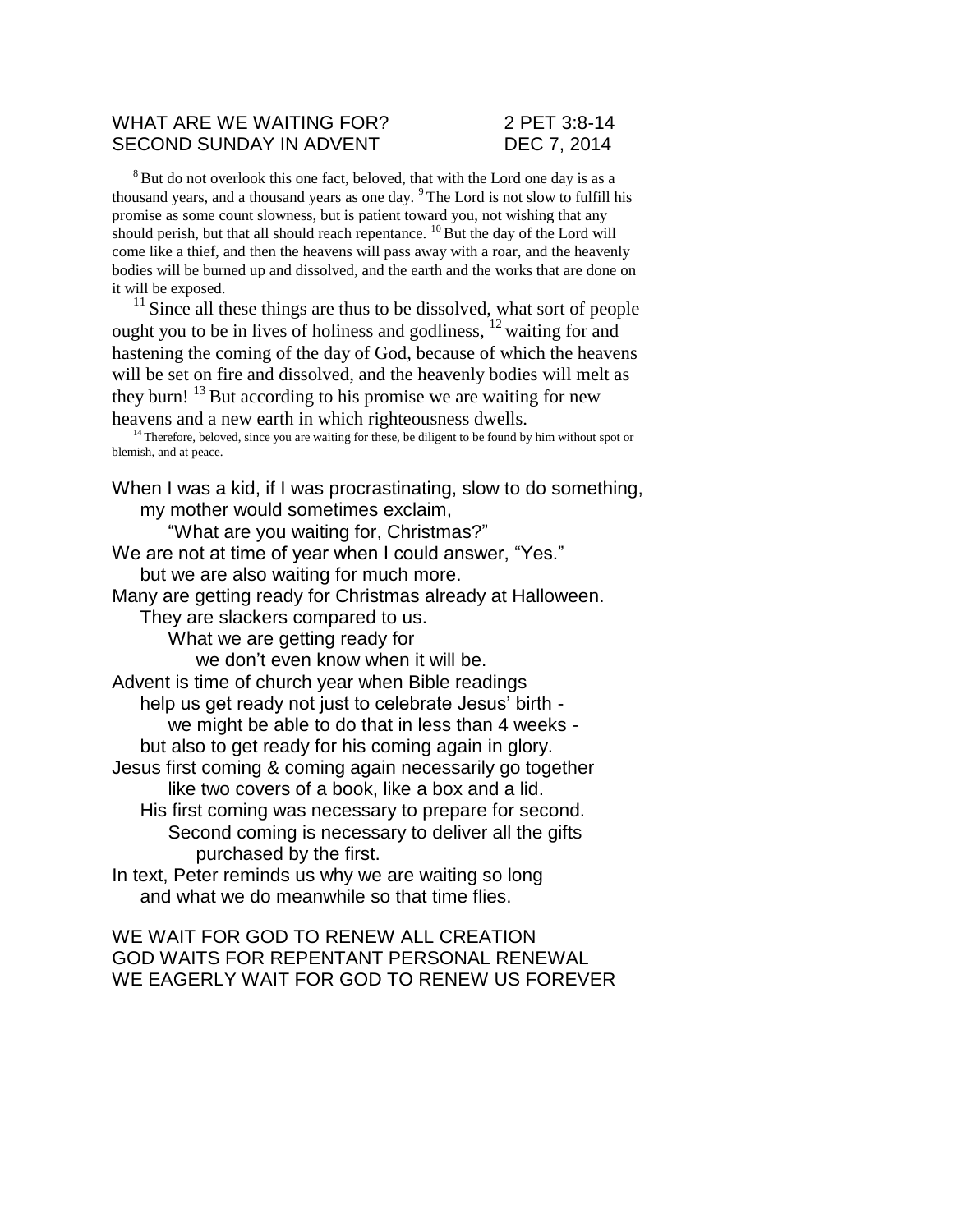WHAT ARE WE WAITING FOR? 2 PET 3:8-14
SECOND SUNDAY IN ADVENT DEC 7, 2014

[8] But do not overlook this one fact, beloved, that with the Lord one day is as a thousand years, and a thousand years as one day. [9] The Lord is not slow to fulfill his promise as some count slowness, but is patient toward you, not wishing that any should perish, but that all should reach repentance. [10] But the day of the Lord will come like a thief, and then the heavens will pass away with a roar, and the heavenly bodies will be burned up and dissolved, and the earth and the works that are done on it will be exposed.

[11] Since all these things are thus to be dissolved, what sort of people ought you to be in lives of holiness and godliness, [12] waiting for and hastening the coming of the day of God, because of which the heavens will be set on fire and dissolved, and the heavenly bodies will melt as they burn! [13] But according to his promise we are waiting for new heavens and a new earth in which righteousness dwells.

[14] Therefore, beloved, since you are waiting for these, be diligent to be found by him without spot or blemish, and at peace.

When I was a kid, if I was procrastinating, slow to do something,
my mother would sometimes exclaim,
"What are you waiting for, Christmas?"
We are not at time of year when I could answer, "Yes."
but we are also waiting for much more.
Many are getting ready for Christmas already at Halloween.
They are slackers compared to us.
What we are getting ready for
we don't even know when it will be.
Advent is time of church year when Bible readings
help us get ready not just to celebrate Jesus' birth -
we might be able to do that in less than 4 weeks -
but also to get ready for his coming again in glory.
Jesus first coming & coming again necessarily go together
like two covers of a book, like a box and a lid.
His first coming was necessary to prepare for second.
Second coming is necessary to deliver all the gifts
purchased by the first.
In text, Peter reminds us why we are waiting so long
and what we do meanwhile so that time flies.

WE WAIT FOR GOD TO RENEW ALL CREATION
GOD WAITS FOR REPENTANT PERSONAL RENEWAL
WE EAGERLY WAIT FOR GOD TO RENEW US FOREVER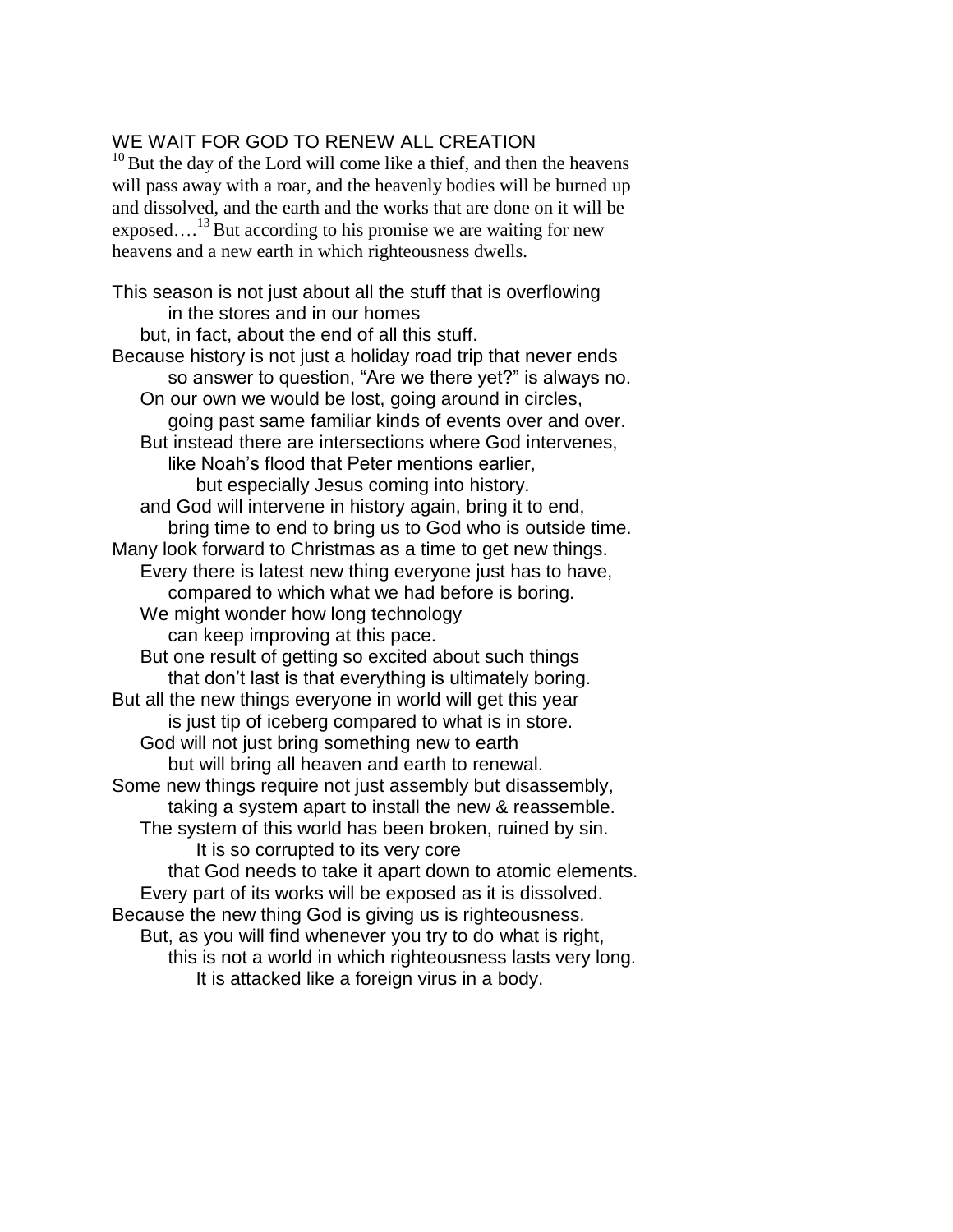## WE WAIT FOR GOD TO RENEW ALL CREATION

[10] But the day of the Lord will come like a thief, and then the heavens will pass away with a roar, and the heavenly bodies will be burned up and dissolved, and the earth and the works that are done on it will be exposed….[13] But according to his promise we are waiting for new heavens and a new earth in which righteousness dwells.

This season is not just about all the stuff that is overflowing
in the stores and in our homes
but, in fact, about the end of all this stuff.
Because history is not just a holiday road trip that never ends
so answer to question, "Are we there yet?" is always no.
On our own we would be lost, going around in circles,
going past same familiar kinds of events over and over.
But instead there are intersections where God intervenes,
like Noah's flood that Peter mentions earlier,
but especially Jesus coming into history.
and God will intervene in history again, bring it to end,
bring time to end to bring us to God who is outside time.
Many look forward to Christmas as a time to get new things.
Every there is latest new thing everyone just has to have,
compared to which what we had before is boring.
We might wonder how long technology
can keep improving at this pace.
But one result of getting so excited about such things
that don't last is that everything is ultimately boring.
But all the new things everyone in world will get this year
is just tip of iceberg compared to what is in store.
God will not just bring something new to earth
but will bring all heaven and earth to renewal.
Some new things require not just assembly but disassembly,
taking a system apart to install the new & reassemble.
The system of this world has been broken, ruined by sin.
It is so corrupted to its very core
that God needs to take it apart down to atomic elements.
Every part of its works will be exposed as it is dissolved.
Because the new thing God is giving us is righteousness.
But, as you will find whenever you try to do what is right,
this is not a world in which righteousness lasts very long.
It is attacked like a foreign virus in a body.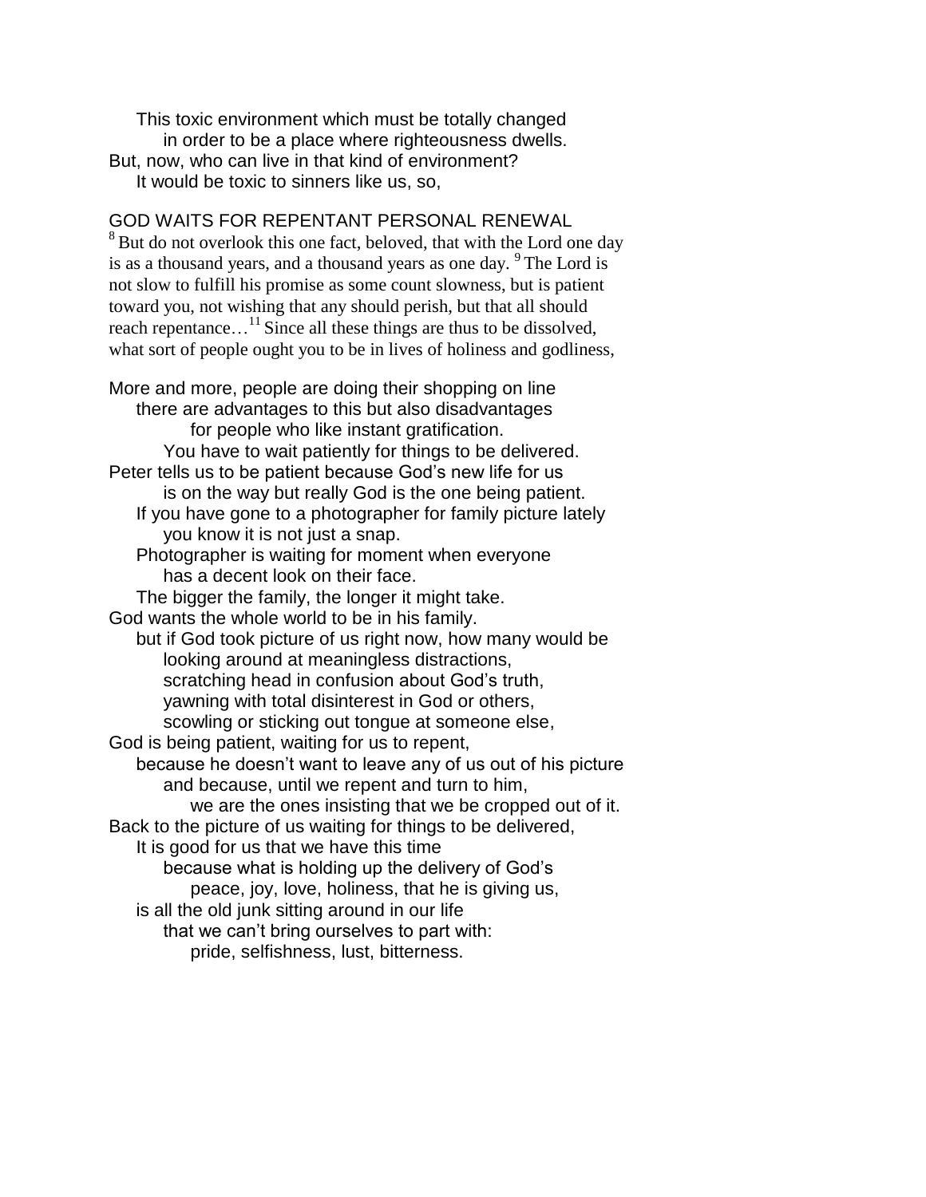This toxic environment which must be totally changed
in order to be a place where righteousness dwells.
But, now, who can live in that kind of environment?
It would be toxic to sinners like us, so,

## GOD WAITS FOR REPENTANT PERSONAL RENEWAL

[8] But do not overlook this one fact, beloved, that with the Lord one day is as a thousand years, and a thousand years as one day. [9] The Lord is not slow to fulfill his promise as some count slowness, but is patient toward you, not wishing that any should perish, but that all should reach repentance…[11] Since all these things are thus to be dissolved, what sort of people ought you to be in lives of holiness and godliness,

More and more, people are doing their shopping on line
there are advantages to this but also disadvantages
for people who like instant gratification.
You have to wait patiently for things to be delivered.
Peter tells us to be patient because God's new life for us
is on the way but really God is the one being patient.
If you have gone to a photographer for family picture lately
you know it is not just a snap.
Photographer is waiting for moment when everyone
has a decent look on their face.
The bigger the family, the longer it might take.
God wants the whole world to be in his family.
but if God took picture of us right now, how many would be
looking around at meaningless distractions,
scratching head in confusion about God's truth,
yawning with total disinterest in God or others,
scowling or sticking out tongue at someone else,
God is being patient, waiting for us to repent,
because he doesn't want to leave any of us out of his picture
and because, until we repent and turn to him,
we are the ones insisting that we be cropped out of it.
Back to the picture of us waiting for things to be delivered,
It is good for us that we have this time
because what is holding up the delivery of God's
peace, joy, love, holiness, that he is giving us,
is all the old junk sitting around in our life
that we can't bring ourselves to part with:
pride, selfishness, lust, bitterness.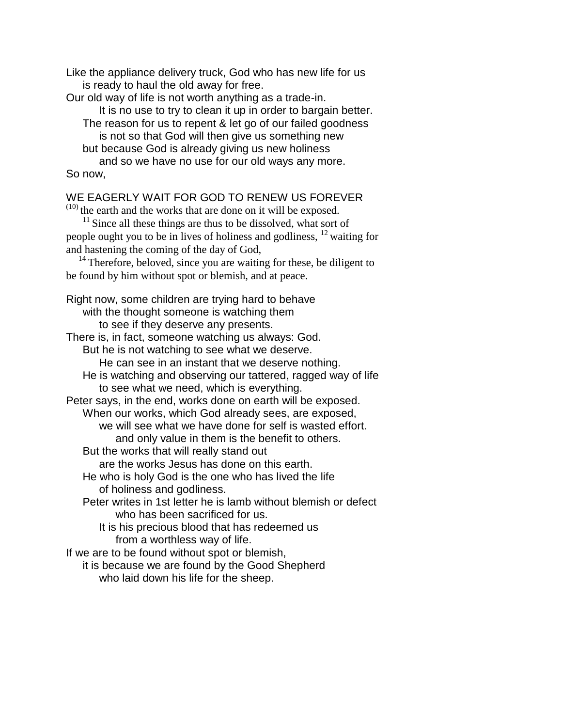Like the appliance delivery truck, God who has new life for us
is ready to haul the old away for free.
Our old way of life is not worth anything as a trade-in.
It is no use to try to clean it up in order to bargain better.
The reason for us to repent & let go of our failed goodness
is not so that God will then give us something new
but because God is already giving us new holiness
and so we have no use for our old ways any more.
So now,

WE EAGERLY WAIT FOR GOD TO RENEW US FOREVER

(10) the earth and the works that are done on it will be exposed.

[11] Since all these things are thus to be dissolved, what sort of people ought you to be in lives of holiness and godliness, [12] waiting for and hastening the coming of the day of God,

[14] Therefore, beloved, since you are waiting for these, be diligent to be found by him without spot or blemish, and at peace.

Right now, some children are trying hard to behave
with the thought someone is watching them
to see if they deserve any presents.
There is, in fact, someone watching us always: God.
But he is not watching to see what we deserve.
He can see in an instant that we deserve nothing.
He is watching and observing our tattered, ragged way of life
to see what we need, which is everything.
Peter says, in the end, works done on earth will be exposed.
When our works, which God already sees, are exposed,
we will see what we have done for self is wasted effort.
and only value in them is the benefit to others.
But the works that will really stand out
are the works Jesus has done on this earth.
He who is holy God is the one who has lived the life
of holiness and godliness.
Peter writes in 1st letter he is lamb without blemish or defect
who has been sacrificed for us.
It is his precious blood that has redeemed us
from a worthless way of life.
If we are to be found without spot or blemish,
it is because we are found by the Good Shepherd
who laid down his life for the sheep.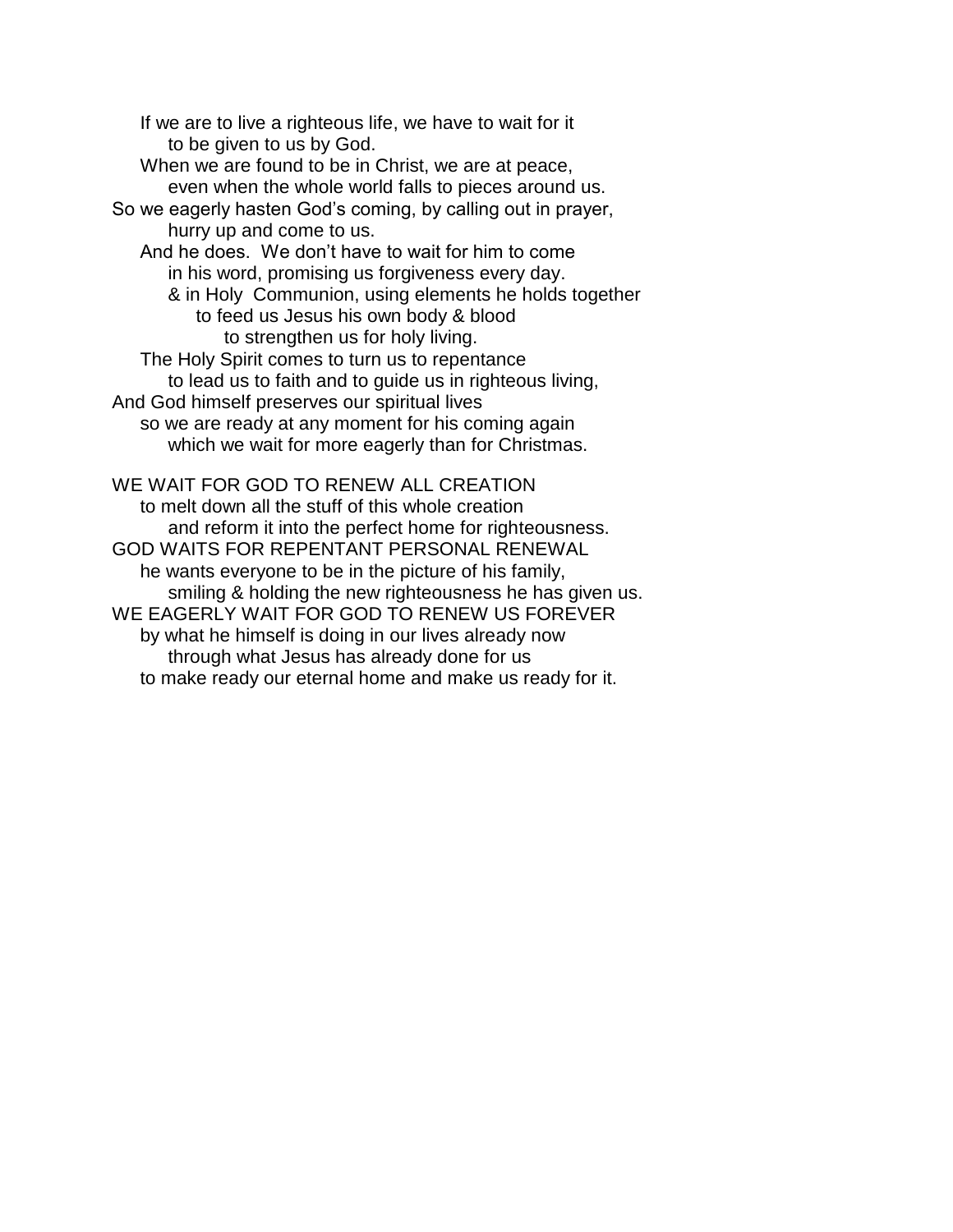If we are to live a righteous life, we have to wait for it
to be given to us by God.
When we are found to be in Christ, we are at peace,
even when the whole world falls to pieces around us.
So we eagerly hasten God's coming, by calling out in prayer,
hurry up and come to us.
And he does. We don't have to wait for him to come
in his word, promising us forgiveness every day.
& in Holy Communion, using elements he holds together
to feed us Jesus his own body & blood
to strengthen us for holy living.
The Holy Spirit comes to turn us to repentance
to lead us to faith and to guide us in righteous living,
And God himself preserves our spiritual lives
so we are ready at any moment for his coming again
which we wait for more eagerly than for Christmas.

WE WAIT FOR GOD TO RENEW ALL CREATION
to melt down all the stuff of this whole creation
and reform it into the perfect home for righteousness.
GOD WAITS FOR REPENTANT PERSONAL RENEWAL
he wants everyone to be in the picture of his family,
smiling & holding the new righteousness he has given us.
WE EAGERLY WAIT FOR GOD TO RENEW US FOREVER
by what he himself is doing in our lives already now
through what Jesus has already done for us
to make ready our eternal home and make us ready for it.